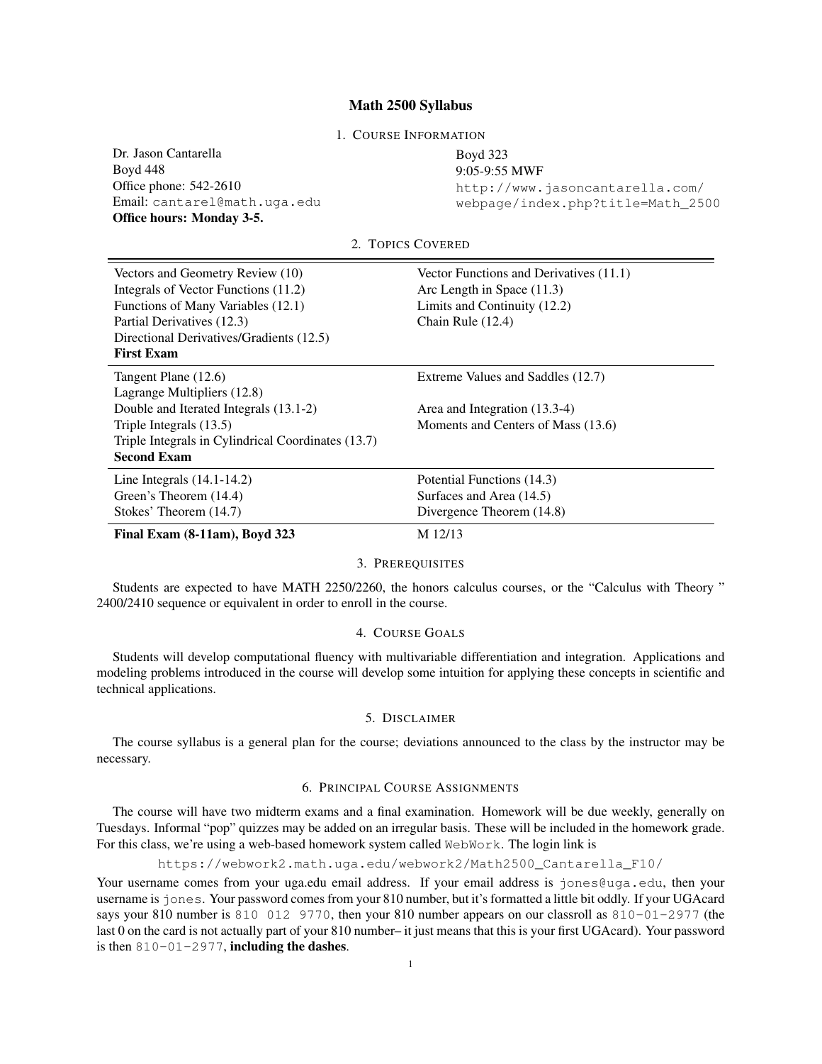# Math 2500 Syllabus

## 1. Course Information

Dr. Jason Cantarella
Boyd 448
Office phone: 542-2610
Email: cantarel@math.uga.edu
**Office hours: Monday 3-5.**

Boyd 323
9:05-9:55 MWF
http://www.jasoncantarella.com/webpage/index.php?title=Math_2500

## 2. Topics Covered

| | |
|---|---|
| Vectors and Geometry Review (10) | Vector Functions and Derivatives (11.1) |
| Integrals of Vector Functions (11.2) | Arc Length in Space (11.3) |
| Functions of Many Variables (12.1) | Limits and Continuity (12.2) |
| Partial Derivatives (12.3) | Chain Rule (12.4) |
| Directional Derivatives/Gradients (12.5) | |
| **First Exam** | |
| Tangent Plane (12.6) | Extreme Values and Saddles (12.7) |
| Lagrange Multipliers (12.8) | |
| Double and Iterated Integrals (13.1-2) | Area and Integration (13.3-4) |
| Triple Integrals (13.5) | Moments and Centers of Mass (13.6) |
| Triple Integrals in Cylindrical Coordinates (13.7) | |
| **Second Exam** | |
| Line Integrals (14.1-14.2) | Potential Functions (14.3) |
| Green's Theorem (14.4) | Surfaces and Area (14.5) |
| Stokes' Theorem (14.7) | Divergence Theorem (14.8) |
| **Final Exam (8-11am), Boyd 323** | M 12/13 |

## 3. Prerequisites

Students are expected to have MATH 2250/2260, the honors calculus courses, or the "Calculus with Theory " 2400/2410 sequence or equivalent in order to enroll in the course.

## 4. Course Goals

Students will develop computational fluency with multivariable differentiation and integration. Applications and modeling problems introduced in the course will develop some intuition for applying these concepts in scientific and technical applications.

## 5. Disclaimer

The course syllabus is a general plan for the course; deviations announced to the class by the instructor may be necessary.

## 6. Principal Course Assignments

The course will have two midterm exams and a final examination. Homework will be due weekly, generally on Tuesdays. Informal "pop" quizzes may be added on an irregular basis. These will be included in the homework grade. For this class, we're using a web-based homework system called `WebWork`. The login link is

https://webwork2.math.uga.edu/webwork2/Math2500_Cantarella_F10/

Your username comes from your uga.edu email address. If your email address is `jones@uga.edu`, then your username is `jones`. Your password comes from your 810 number, but it's formatted a little bit oddly. If your UGAcard says your 810 number is `810 012 9770`, then your 810 number appears on our classroll as `810-01-2977` (the last 0 on the card is not actually part of your 810 number– it just means that this is your first UGAcard). Your password is then `810-01-2977`, **including the dashes**.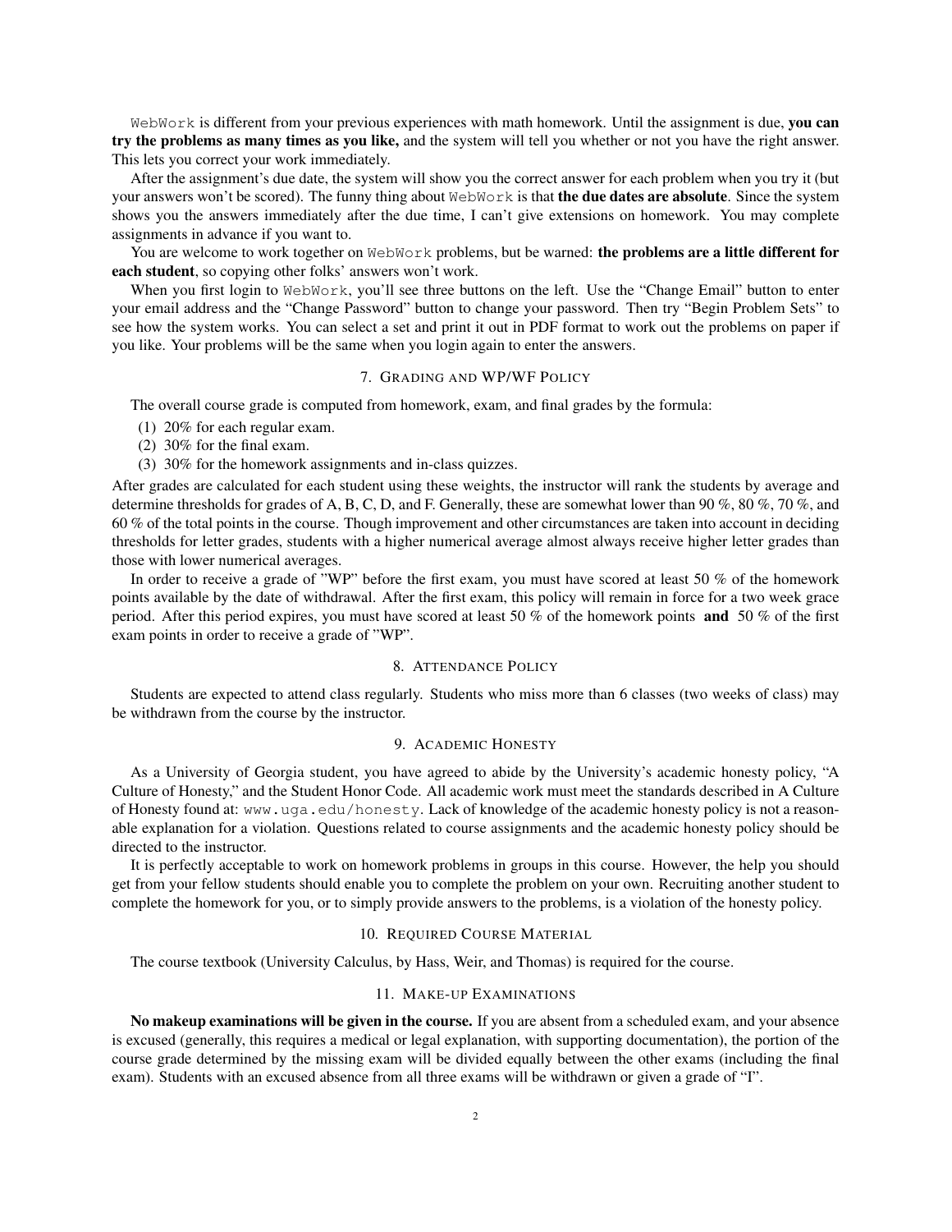`WebWork` is different from your previous experiences with math homework. Until the assignment is due, **you can try the problems as many times as you like,** and the system will tell you whether or not you have the right answer. This lets you correct your work immediately.

After the assignment's due date, the system will show you the correct answer for each problem when you try it (but your answers won't be scored). The funny thing about `WebWork` is that **the due dates are absolute**. Since the system shows you the answers immediately after the due time, I can't give extensions on homework. You may complete assignments in advance if you want to.

You are welcome to work together on `WebWork` problems, but be warned: **the problems are a little different for each student**, so copying other folks' answers won't work.

When you first login to `WebWork`, you'll see three buttons on the left. Use the "Change Email" button to enter your email address and the "Change Password" button to change your password. Then try "Begin Problem Sets" to see how the system works. You can select a set and print it out in PDF format to work out the problems on paper if you like. Your problems will be the same when you login again to enter the answers.

## 7. Grading and WP/WF Policy

The overall course grade is computed from homework, exam, and final grades by the formula:

(1) 20% for each regular exam.
(2) 30% for the final exam.
(3) 30% for the homework assignments and in-class quizzes.

After grades are calculated for each student using these weights, the instructor will rank the students by average and determine thresholds for grades of A, B, C, D, and F. Generally, these are somewhat lower than 90 %, 80 %, 70 %, and 60 % of the total points in the course. Though improvement and other circumstances are taken into account in deciding thresholds for letter grades, students with a higher numerical average almost always receive higher letter grades than those with lower numerical averages.

In order to receive a grade of "WP" before the first exam, you must have scored at least 50 % of the homework points available by the date of withdrawal. After the first exam, this policy will remain in force for a two week grace period. After this period expires, you must have scored at least 50 % of the homework points **and** 50 % of the first exam points in order to receive a grade of "WP".

## 8. Attendance Policy

Students are expected to attend class regularly. Students who miss more than 6 classes (two weeks of class) may be withdrawn from the course by the instructor.

## 9. Academic Honesty

As a University of Georgia student, you have agreed to abide by the University's academic honesty policy, "A Culture of Honesty," and the Student Honor Code. All academic work must meet the standards described in A Culture of Honesty found at: `www.uga.edu/honesty`. Lack of knowledge of the academic honesty policy is not a reasonable explanation for a violation. Questions related to course assignments and the academic honesty policy should be directed to the instructor.

It is perfectly acceptable to work on homework problems in groups in this course. However, the help you should get from your fellow students should enable you to complete the problem on your own. Recruiting another student to complete the homework for you, or to simply provide answers to the problems, is a violation of the honesty policy.

## 10. Required Course Material

The course textbook (University Calculus, by Hass, Weir, and Thomas) is required for the course.

## 11. Make-up Examinations

**No makeup examinations will be given in the course.** If you are absent from a scheduled exam, and your absence is excused (generally, this requires a medical or legal explanation, with supporting documentation), the portion of the course grade determined by the missing exam will be divided equally between the other exams (including the final exam). Students with an excused absence from all three exams will be withdrawn or given a grade of "I".